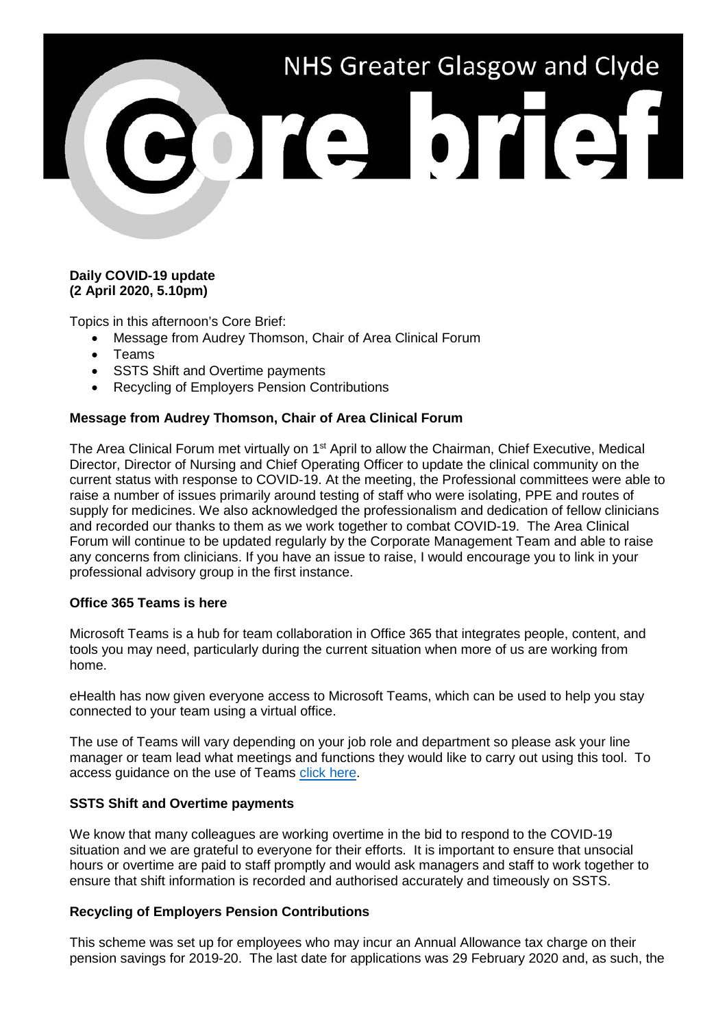# NHS Greater Glasgow and Clyde Core brief

**Daily COVID-19 update**
**(2 April 2020, 5.10pm)**

Topics in this afternoon's Core Brief:

- Message from Audrey Thomson, Chair of Area Clinical Forum
- Teams
- SSTS Shift and Overtime payments
- Recycling of Employers Pension Contributions

## Message from Audrey Thomson, Chair of Area Clinical Forum

The Area Clinical Forum met virtually on 1st April to allow the Chairman, Chief Executive, Medical Director, Director of Nursing and Chief Operating Officer to update the clinical community on the current status with response to COVID-19. At the meeting, the Professional committees were able to raise a number of issues primarily around testing of staff who were isolating, PPE and routes of supply for medicines. We also acknowledged the professionalism and dedication of fellow clinicians and recorded our thanks to them as we work together to combat COVID-19. The Area Clinical Forum will continue to be updated regularly by the Corporate Management Team and able to raise any concerns from clinicians. If you have an issue to raise, I would encourage you to link in your professional advisory group in the first instance.

## Office 365 Teams is here

Microsoft Teams is a hub for team collaboration in Office 365 that integrates people, content, and tools you may need, particularly during the current situation when more of us are working from home.

eHealth has now given everyone access to Microsoft Teams, which can be used to help you stay connected to your team using a virtual office.

The use of Teams will vary depending on your job role and department so please ask your line manager or team lead what meetings and functions they would like to carry out using this tool. To access guidance on the use of Teams click here.

## SSTS Shift and Overtime payments

We know that many colleagues are working overtime in the bid to respond to the COVID-19 situation and we are grateful to everyone for their efforts. It is important to ensure that unsocial hours or overtime are paid to staff promptly and would ask managers and staff to work together to ensure that shift information is recorded and authorised accurately and timeously on SSTS.

## Recycling of Employers Pension Contributions

This scheme was set up for employees who may incur an Annual Allowance tax charge on their pension savings for 2019-20. The last date for applications was 29 February 2020 and, as such, the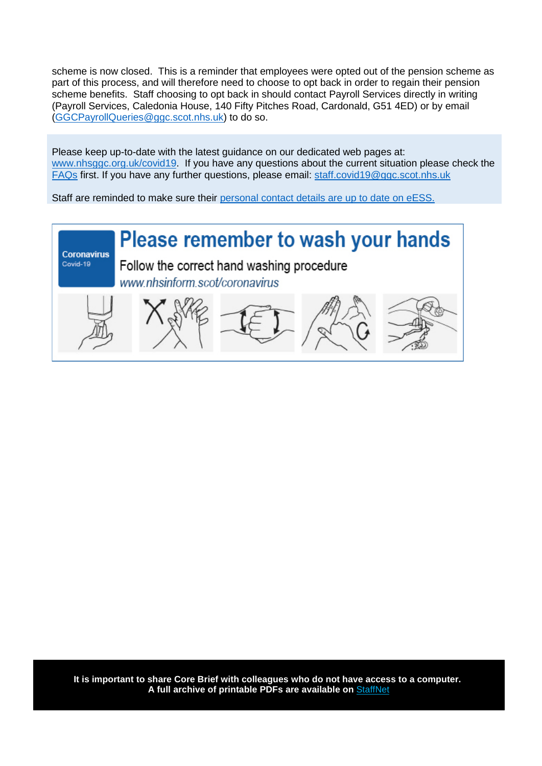scheme is now closed. This is a reminder that employees were opted out of the pension scheme as part of this process, and will therefore need to choose to opt back in order to regain their pension scheme benefits. Staff choosing to opt back in should contact Payroll Services directly in writing (Payroll Services, Caledonia House, 140 Fifty Pitches Road, Cardonald, G51 4ED) or by email (GGCPayrollQueries@ggc.scot.nhs.uk) to do so.

Please keep up-to-date with the latest guidance on our dedicated web pages at: www.nhsggc.org.uk/covid19. If you have any questions about the current situation please check the FAQs first. If you have any further questions, please email: staff.covid19@ggc.scot.nhs.uk

Staff are reminded to make sure their personal contact details are up to date on eESS.

Coronavirus
Covid-19

**Please remember to wash your hands**

Follow the correct hand washing procedure

*www.nhsinform.scot/coronavirus*

**It is important to share Core Brief with colleagues who do not have access to a computer.**
**A full archive of printable PDFs are available on** StaffNet